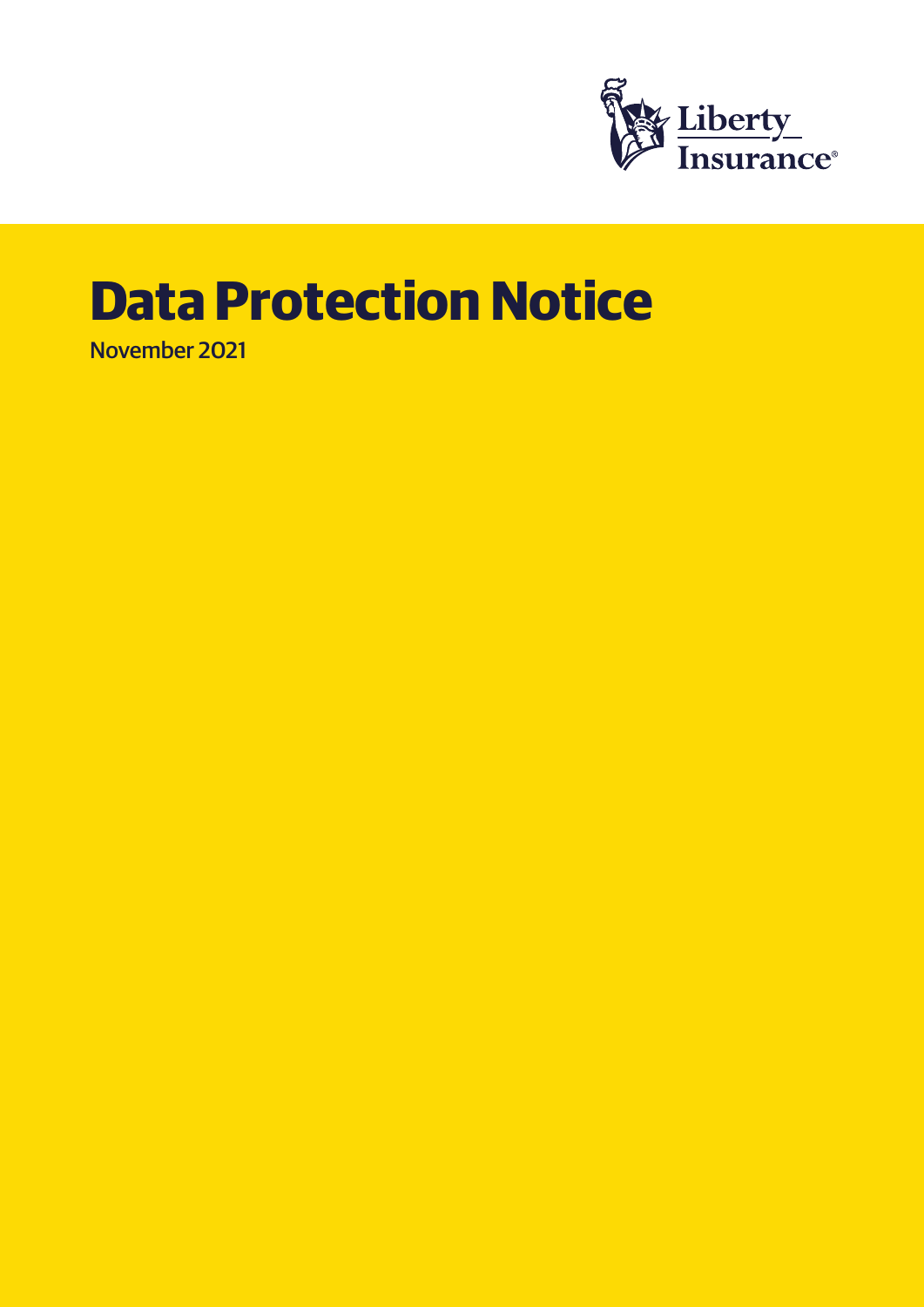Liberty Insurance®

# Data Protection Notice

November 2021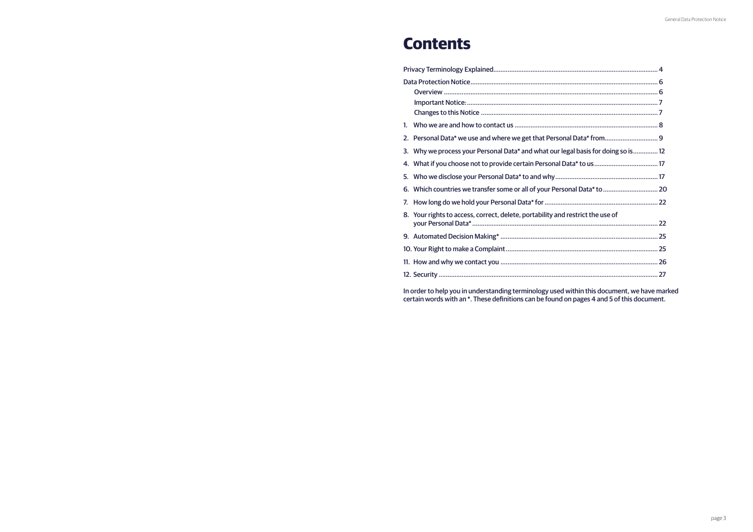# Contents

Privacy Terminology Explained ........ 4

Data Protection Notice ........ 6

- Overview ........ 6
- Important Notice: ........ 7
- Changes to this Notice ........ 7

1. Who we are and how to contact us ........ 8
2. Personal Data* we use and where we get that Personal Data* from ........ 9
3. Why we process your Personal Data* and what our legal basis for doing so is ........ 12
4. What if you choose not to provide certain Personal Data* to us ........ 17
5. Who we disclose your Personal Data* to and why ........ 17
6. Which countries we transfer some or all of your Personal Data* to ........ 20
7. How long do we hold your Personal Data* for ........ 22
8. Your rights to access, correct, delete, portability and restrict the use of your Personal Data* ........ 22
9. Automated Decision Making* ........ 25
10. Your Right to make a Complaint ........ 25
11. How and why we contact you ........ 26
12. Security ........ 27

In order to help you in understanding terminology used within this document, we have marked certain words with an *. These definitions can be found on pages 4 and 5 of this document.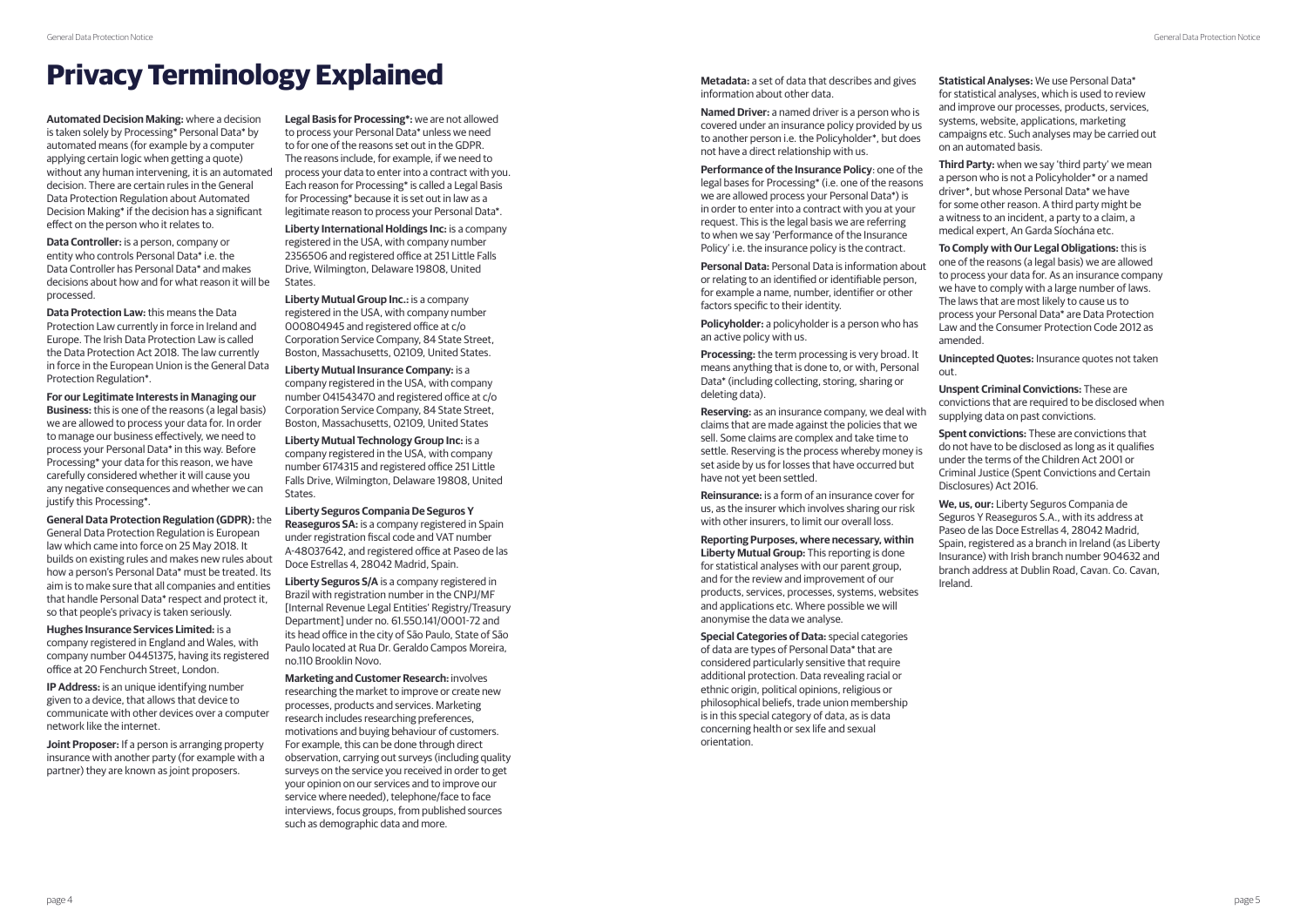# Privacy Terminology Explained

**Automated Decision Making:** where a decision is taken solely by Processing* Personal Data* by automated means (for example by a computer applying certain logic when getting a quote) without any human intervening, it is an automated decision. There are certain rules in the General Data Protection Regulation about Automated Decision Making* if the decision has a significant effect on the person who it relates to.

**Data Controller:** is a person, company or entity who controls Personal Data* i.e. the Data Controller has Personal Data* and makes decisions about how and for what reason it will be processed.

**Data Protection Law:** this means the Data Protection Law currently in force in Ireland and Europe. The Irish Data Protection Law is called the Data Protection Act 2018. The law currently in force in the European Union is the General Data Protection Regulation*.

**For our Legitimate Interests in Managing our Business:** this is one of the reasons (a legal basis) we are allowed to process your data for. In order to manage our business effectively, we need to process your Personal Data* in this way. Before Processing* your data for this reason, we have carefully considered whether it will cause you any negative consequences and whether we can justify this Processing*.

**General Data Protection Regulation (GDPR):** the General Data Protection Regulation is European law which came into force on 25 May 2018. It builds on existing rules and makes new rules about how a person's Personal Data* must be treated. Its aim is to make sure that all companies and entities that handle Personal Data* respect and protect it, so that people's privacy is taken seriously.

**Hughes Insurance Services Limited:** is a company registered in England and Wales, with company number 04451375, having its registered office at 20 Fenchurch Street, London.

**IP Address:** is an unique identifying number given to a device, that allows that device to communicate with other devices over a computer network like the internet.

**Joint Proposer:** If a person is arranging property insurance with another party (for example with a partner) they are known as joint proposers.

**Legal Basis for Processing*:** we are not allowed to process your Personal Data* unless we need to for one of the reasons set out in the GDPR. The reasons include, for example, if we need to process your data to enter into a contract with you. Each reason for Processing* is called a Legal Basis for Processing* because it is set out in law as a legitimate reason to process your Personal Data*.

**Liberty International Holdings Inc:** is a company registered in the USA, with company number 2356506 and registered office at 251 Little Falls Drive, Wilmington, Delaware 19808, United States.

**Liberty Mutual Group Inc.:** is a company registered in the USA, with company number 000804945 and registered office at c/o Corporation Service Company, 84 State Street, Boston, Massachusetts, 02109, United States.

**Liberty Mutual Insurance Company:** is a company registered in the USA, with company number 041543470 and registered office at c/o Corporation Service Company, 84 State Street, Boston, Massachusetts, 02109, United States

**Liberty Mutual Technology Group Inc:** is a company registered in the USA, with company number 6174315 and registered office 251 Little Falls Drive, Wilmington, Delaware 19808, United States.

**Liberty Seguros Compania De Seguros Y Reaseguros SA:** is a company registered in Spain under registration fiscal code and VAT number A-48037642, and registered office at Paseo de las Doce Estrellas 4, 28042 Madrid, Spain.

**Liberty Seguros S/A** is a company registered in Brazil with registration number in the CNPJ/MF [Internal Revenue Legal Entities' Registry/Treasury Department] under no. 61.550.141/0001-72 and its head office in the city of São Paulo, State of São Paulo located at Rua Dr. Geraldo Campos Moreira, no.110 Brooklin Novo.

**Marketing and Customer Research:** involves researching the market to improve or create new processes, products and services. Marketing research includes researching preferences, motivations and buying behaviour of customers. For example, this can be done through direct observation, carrying out surveys (including quality surveys on the service you received in order to get your opinion on our services and to improve our service where needed), telephone/face to face interviews, focus groups, from published sources such as demographic data and more.

**Metadata:** a set of data that describes and gives information about other data.

**Named Driver:** a named driver is a person who is covered under an insurance policy provided by us to another person i.e. the Policyholder*, but does not have a direct relationship with us.

**Performance of the Insurance Policy**: one of the legal bases for Processing* (i.e. one of the reasons we are allowed process your Personal Data*) is in order to enter into a contract with you at your request. This is the legal basis we are referring to when we say 'Performance of the Insurance Policy' i.e. the insurance policy is the contract.

**Personal Data:** Personal Data is information about or relating to an identified or identifiable person, for example a name, number, identifier or other factors specific to their identity.

**Policyholder:** a policyholder is a person who has an active policy with us.

**Processing:** the term processing is very broad. It means anything that is done to, or with, Personal Data* (including collecting, storing, sharing or deleting data).

**Reserving:** as an insurance company, we deal with claims that are made against the policies that we sell. Some claims are complex and take time to settle. Reserving is the process whereby money is set aside by us for losses that have occurred but have not yet been settled.

**Reinsurance:** is a form of an insurance cover for us, as the insurer which involves sharing our risk with other insurers, to limit our overall loss.

**Reporting Purposes, where necessary, within Liberty Mutual Group:** This reporting is done for statistical analyses with our parent group, and for the review and improvement of our products, services, processes, systems, websites and applications etc. Where possible we will anonymise the data we analyse.

**Special Categories of Data:** special categories of data are types of Personal Data* that are considered particularly sensitive that require additional protection. Data revealing racial or ethnic origin, political opinions, religious or philosophical beliefs, trade union membership is in this special category of data, as is data concerning health or sex life and sexual orientation.

**Statistical Analyses:** We use Personal Data* for statistical analyses, which is used to review and improve our processes, products, services, systems, website, applications, marketing campaigns etc. Such analyses may be carried out on an automated basis.

**Third Party:** when we say 'third party' we mean a person who is not a Policyholder* or a named driver*, but whose Personal Data* we have for some other reason. A third party might be a witness to an incident, a party to a claim, a medical expert, An Garda Síochána etc.

**To Comply with Our Legal Obligations:** this is one of the reasons (a legal basis) we are allowed to process your data for. As an insurance company we have to comply with a large number of laws. The laws that are most likely to cause us to process your Personal Data* are Data Protection Law and the Consumer Protection Code 2012 as amended.

**Unincepted Quotes:** Insurance quotes not taken out.

**Unspent Criminal Convictions:** These are convictions that are required to be disclosed when supplying data on past convictions.

**Spent convictions:** These are convictions that do not have to be disclosed as long as it qualifies under the terms of the Children Act 2001 or Criminal Justice (Spent Convictions and Certain Disclosures) Act 2016.

**We, us, our:** Liberty Seguros Compania de Seguros Y Reaseguros S.A., with its address at Paseo de las Doce Estrellas 4, 28042 Madrid, Spain, registered as a branch in Ireland (as Liberty Insurance) with Irish branch number 904632 and branch address at Dublin Road, Cavan. Co. Cavan, Ireland.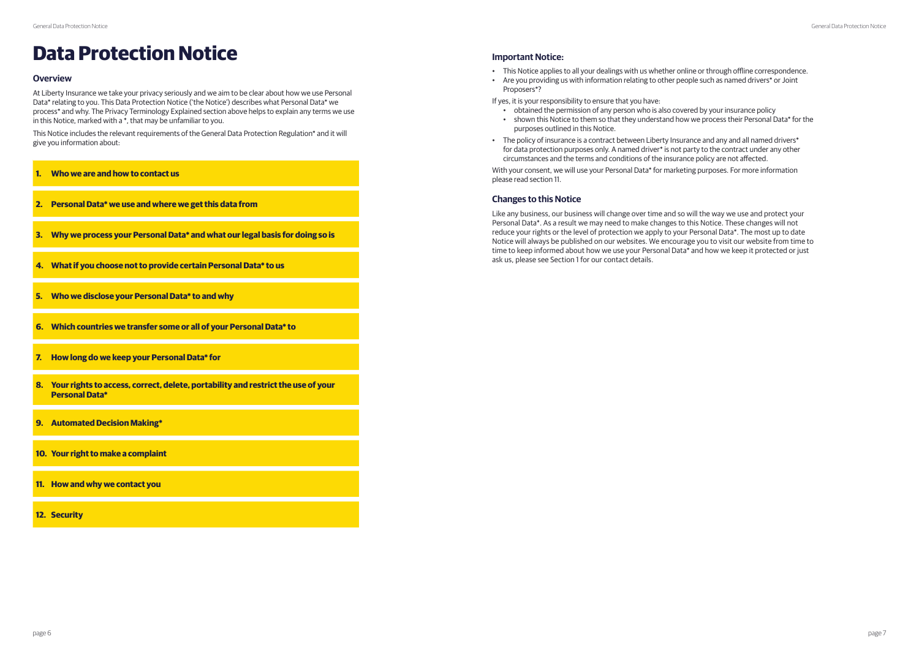# Data Protection Notice

## Overview

At Liberty Insurance we take your privacy seriously and we aim to be clear about how we use Personal Data* relating to you. This Data Protection Notice ('the Notice') describes what Personal Data* we process* and why. The Privacy Terminology Explained section above helps to explain any terms we use in this Notice, marked with a *, that may be unfamiliar to you.

This Notice includes the relevant requirements of the General Data Protection Regulation* and it will give you information about:

1. **Who we are and how to contact us**
2. **Personal Data* we use and where we get this data from**
3. **Why we process your Personal Data* and what our legal basis for doing so is**
4. **What if you choose not to provide certain Personal Data* to us**
5. **Who we disclose your Personal Data* to and why**
6. **Which countries we transfer some or all of your Personal Data* to**
7. **How long do we keep your Personal Data* for**
8. **Your rights to access, correct, delete, portability and restrict the use of your Personal Data***
9. **Automated Decision Making***
10. **Your right to make a complaint**
11. **How and why we contact you**
12. **Security**

## Important Notice:

- This Notice applies to all your dealings with us whether online or through offline correspondence.
- Are you providing us with information relating to other people such as named drivers* or Joint Proposers*?

If yes, it is your responsibility to ensure that you have:

- obtained the permission of any person who is also covered by your insurance policy
- shown this Notice to them so that they understand how we process their Personal Data* for the purposes outlined in this Notice.

- The policy of insurance is a contract between Liberty Insurance and any and all named drivers* for data protection purposes only. A named driver* is not party to the contract under any other circumstances and the terms and conditions of the insurance policy are not affected.

With your consent, we will use your Personal Data* for marketing purposes. For more information please read section 11.

## Changes to this Notice

Like any business, our business will change over time and so will the way we use and protect your Personal Data*. As a result we may need to make changes to this Notice. These changes will not reduce your rights or the level of protection we apply to your Personal Data*. The most up to date Notice will always be published on our websites. We encourage you to visit our website from time to time to keep informed about how we use your Personal Data* and how we keep it protected or just ask us, please see Section 1 for our contact details.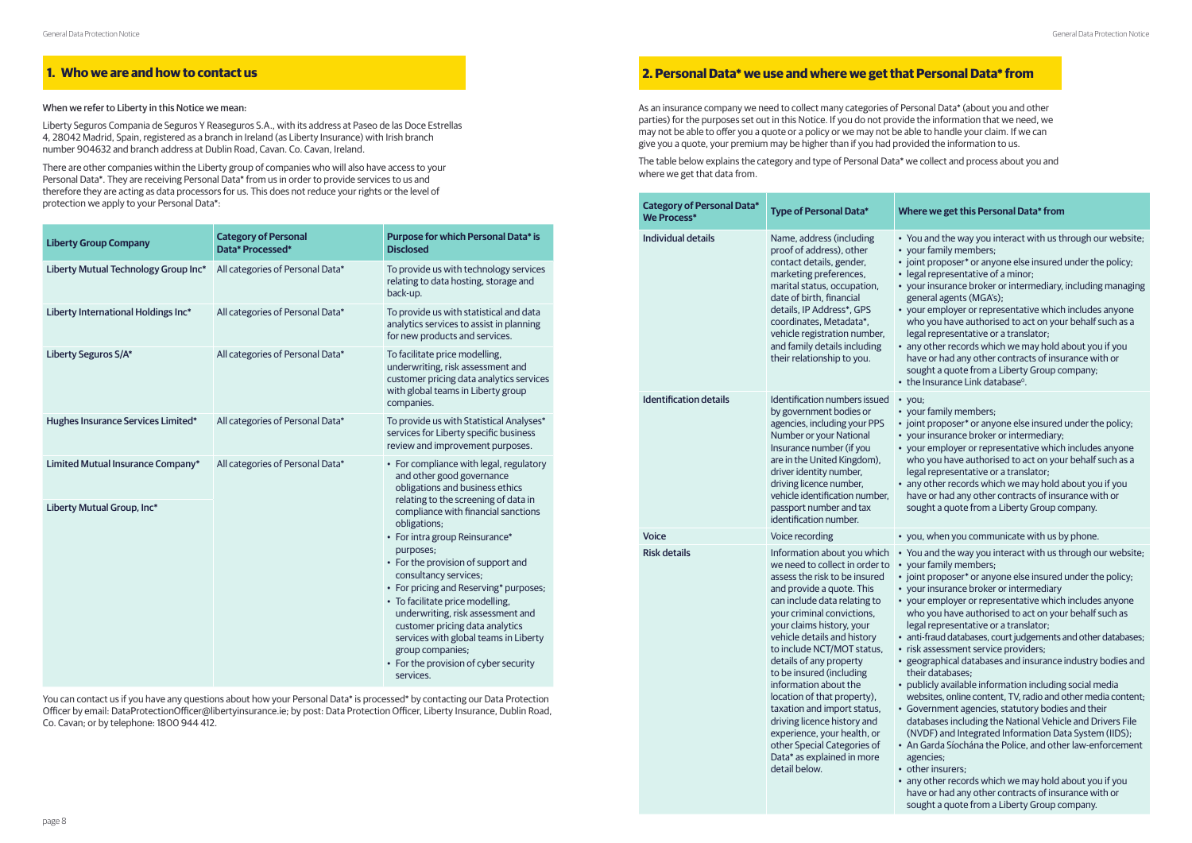## 1. Who we are and how to contact us

When we refer to Liberty in this Notice we mean:

Liberty Seguros Compania de Seguros Y Reaseguros S.A., with its address at Paseo de las Doce Estrellas 4, 28042 Madrid, Spain, registered as a branch in Ireland (as Liberty Insurance) with Irish branch number 904632 and branch address at Dublin Road, Cavan. Co. Cavan, Ireland.

There are other companies within the Liberty group of companies who will also have access to your Personal Data*. They are receiving Personal Data* from us in order to provide services to us and therefore they are acting as data processors for us. This does not reduce your rights or the level of protection we apply to your Personal Data*:

| Liberty Group Company | Category of Personal Data* Processed* | Purpose for which Personal Data* is Disclosed |
|---|---|---|
| Liberty Mutual Technology Group Inc* | All categories of Personal Data* | To provide us with technology services relating to data hosting, storage and back-up. |
| Liberty International Holdings Inc* | All categories of Personal Data* | To provide us with statistical and data analytics services to assist in planning for new products and services. |
| Liberty Seguros S/A* | All categories of Personal Data* | To facilitate price modelling, underwriting, risk assessment and customer pricing data analytics services with global teams in Liberty group companies. |
| Hughes Insurance Services Limited* | All categories of Personal Data* | To provide us with Statistical Analyses* services for Liberty specific business review and improvement purposes. |
| Limited Mutual Insurance Company*<br><br>Liberty Mutual Group, Inc* | All categories of Personal Data* | • For compliance with legal, regulatory and other good governance obligations and business ethics relating to the screening of data in compliance with financial sanctions obligations;<br>• For intra group Reinsurance* purposes;<br>• For the provision of support and consultancy services;<br>• For pricing and Reserving* purposes;<br>• To facilitate price modelling, underwriting, risk assessment and customer pricing data analytics services with global teams in Liberty group companies;<br>• For the provision of cyber security services. |

You can contact us if you have any questions about how your Personal Data* is processed* by contacting our Data Protection Officer by email: DataProtectionOfficer@libertyinsurance.ie; by post: Data Protection Officer, Liberty Insurance, Dublin Road, Co. Cavan; or by telephone: 1800 944 412.

## 2. Personal Data* we use and where we get that Personal Data* from

As an insurance company we need to collect many categories of Personal Data* (about you and other parties) for the purposes set out in this Notice. If you do not provide the information that we need, we may not be able to offer you a quote or a policy or we may not be able to handle your claim. If we can give you a quote, your premium may be higher than if you had provided the information to us.

The table below explains the category and type of Personal Data* we collect and process about you and where we get that data from.

| Category of Personal Data* We Process* | Type of Personal Data* | Where we get this Personal Data* from |
|---|---|---|
| Individual details | Name, address (including proof of address), other contact details, gender, marketing preferences, marital status, occupation, date of birth, financial details, IP Address*, GPS coordinates, Metadata*, vehicle registration number, and family details including their relationship to you. | • You and the way you interact with us through our website;<br>• your family members;<br>• joint proposer* or anyone else insured under the policy;<br>• legal representative of a minor;<br>• your insurance broker or intermediary, including managing general agents (MGA's);<br>• your employer or representative which includes anyone who you have authorised to act on your behalf such as a legal representative or a translator;<br>• any other records which we may hold about you if you have or had any other contracts of insurance with or sought a quote from a Liberty Group company;<br>• the Insurance Link database°. |
| Identification details | Identification numbers issued by government bodies or agencies, including your PPS Number or your National Insurance number (if you are in the United Kingdom), driver identity number, driving licence number, vehicle identification number, passport number and tax identification number. | • you;<br>• your family members;<br>• joint proposer* or anyone else insured under the policy;<br>• your insurance broker or intermediary;<br>• your employer or representative which includes anyone who you have authorised to act on your behalf such as a legal representative or a translator;<br>• any other records which we may hold about you if you have or had any other contracts of insurance with or sought a quote from a Liberty Group company. |
| Voice | Voice recording | • you, when you communicate with us by phone. |
| Risk details | Information about you which we need to collect in order to assess the risk to be insured and provide a quote. This can include data relating to your criminal convictions, your claims history, your vehicle details and history to include NCT/MOT status, details of any property to be insured (including information about the location of that property), taxation and import status, driving licence history and experience, your health, or other Special Categories of Data* as explained in more detail below. | • You and the way you interact with us through our website;<br>• your family members;<br>• joint proposer* or anyone else insured under the policy;<br>• your insurance broker or intermediary<br>• your employer or representative which includes anyone who you have authorised to act on your behalf such as legal representative or a translator;<br>• anti-fraud databases, court judgements and other databases;<br>• risk assessment service providers;<br>• geographical databases and insurance industry bodies and their databases;<br>• publicly available information including social media websites, online content, TV, radio and other media content;<br>• Government agencies, statutory bodies and their databases including the National Vehicle and Drivers File (NVDF) and Integrated Information Data System (IIDS);<br>• An Garda Síochána the Police, and other law-enforcement agencies;<br>• other insurers;<br>• any other records which we may hold about you if you have or had any other contracts of insurance with or sought a quote from a Liberty Group company. |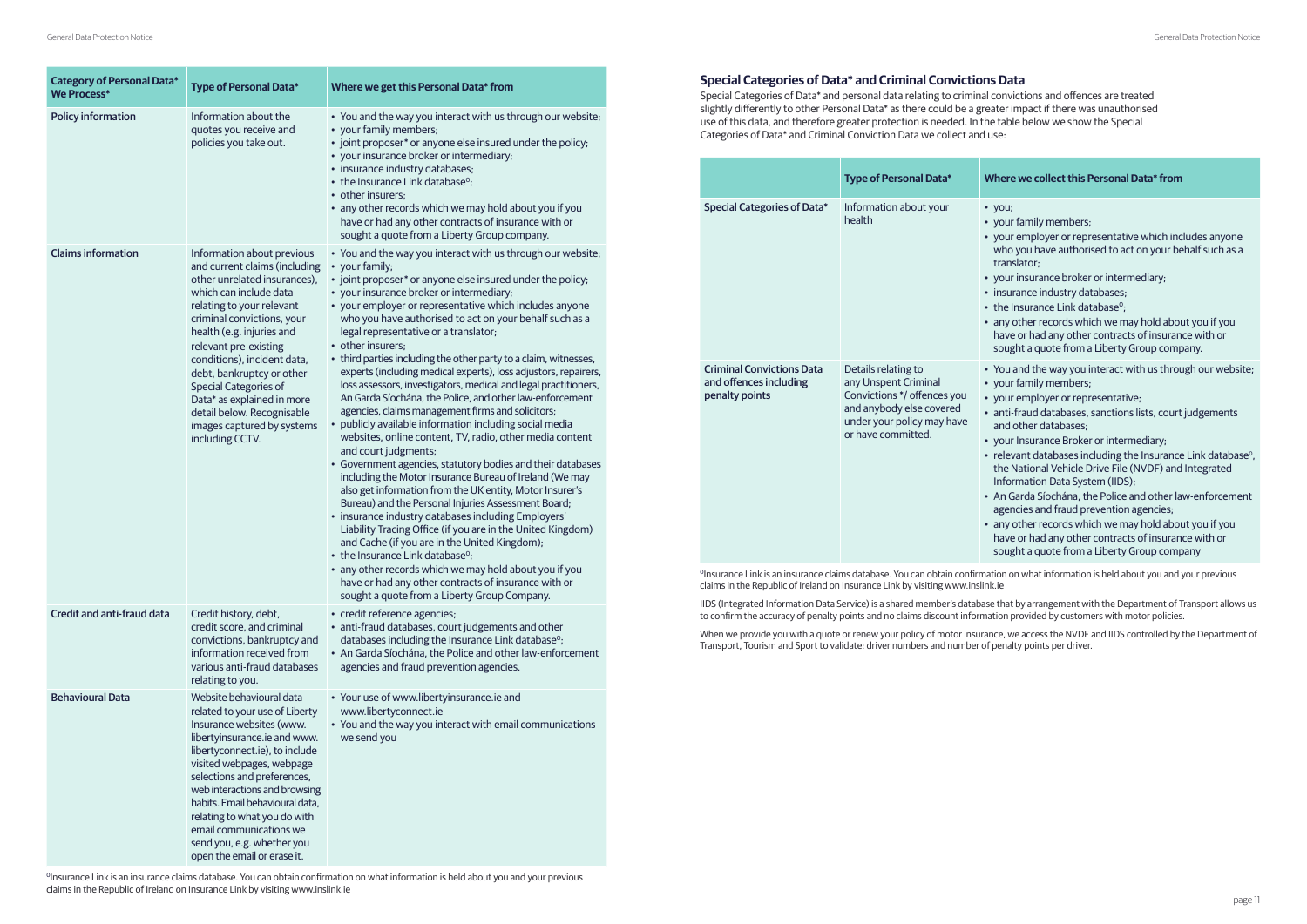| Category of Personal Data* We Process* | Type of Personal Data* | Where we get this Personal Data* from |
|---|---|---|
| Policy information | Information about the quotes you receive and policies you take out. | • You and the way you interact with us through our website;<br>• your family members;<br>• joint proposer* or anyone else insured under the policy;<br>• your insurance broker or intermediary;<br>• insurance industry databases;<br>• the Insurance Link database⁰;<br>• other insurers;<br>• any other records which we may hold about you if you have or had any other contracts of insurance with or sought a quote from a Liberty Group company. |
| Claims information | Information about previous and current claims (including other unrelated insurances), which can include data relating to your relevant criminal convictions, your health (e.g. injuries and relevant pre-existing conditions), incident data, debt, bankruptcy or other Special Categories of Data* as explained in more detail below. Recognisable images captured by systems including CCTV. | • You and the way you interact with us through our website;<br>• your family;<br>• joint proposer* or anyone else insured under the policy;<br>• your insurance broker or intermediary;<br>• your employer or representative which includes anyone who you have authorised to act on your behalf such as a legal representative or a translator;<br>• other insurers;<br>• third parties including the other party to a claim, witnesses, experts (including medical experts), loss adjustors, repairers, loss assessors, investigators, medical and legal practitioners, An Garda Síochána, the Police, and other law-enforcement agencies, claims management firms and solicitors;<br>• publicly available information including social media websites, online content, TV, radio, other media content and court judgments;<br>• Government agencies, statutory bodies and their databases including the Motor Insurance Bureau of Ireland (We may also get information from the UK entity, Motor Insurer's Bureau) and the Personal Injuries Assessment Board;<br>• insurance industry databases including Employers' Liability Tracing Office (if you are in the United Kingdom) and Cache (if you are in the United Kingdom);<br>• the Insurance Link database⁰;<br>• any other records which we may hold about you if you have or had any other contracts of insurance with or sought a quote from a Liberty Group Company. |
| Credit and anti-fraud data | Credit history, debt, credit score, and criminal convictions, bankruptcy and information received from various anti-fraud databases relating to you. | • credit reference agencies;<br>• anti-fraud databases, court judgements and other databases including the Insurance Link database⁰;<br>• An Garda Síochána, the Police and other law-enforcement agencies and fraud prevention agencies. |
| Behavioural Data | Website behavioural data related to your use of Liberty Insurance websites (www.libertyinsurance.ie and www.libertyconnect.ie), to include visited webpages, webpage selections and preferences, web interactions and browsing habits. Email behavioural data, relating to what you do with email communications we send you, e.g. whether you open the email or erase it. | • Your use of www.libertyinsurance.ie and www.libertyconnect.ie<br>• You and the way you interact with email communications we send you |

⁰Insurance Link is an insurance claims database. You can obtain confirmation on what information is held about you and your previous claims in the Republic of Ireland on Insurance Link by visiting www.inslink.ie

## Special Categories of Data* and Criminal Convictions Data

Special Categories of Data* and personal data relating to criminal convictions and offences are treated slightly differently to other Personal Data* as there could be a greater impact if there was unauthorised use of this data, and therefore greater protection is needed. In the table below we show the Special Categories of Data* and Criminal Conviction Data we collect and use:

| | Type of Personal Data* | Where we collect this Personal Data* from |
|---|---|---|
| Special Categories of Data* | Information about your health | • you;<br>• your family members;<br>• your employer or representative which includes anyone who you have authorised to act on your behalf such as a translator;<br>• your insurance broker or intermediary;<br>• insurance industry databases;<br>• the Insurance Link database⁰;<br>• any other records which we may hold about you if you have or had any other contracts of insurance with or sought a quote from a Liberty Group company. |
| Criminal Convictions Data and offences including penalty points | Details relating to any Unspent Criminal Convictions */ offences you and anybody else covered under your policy may have or have committed. | • You and the way you interact with us through our website;<br>• your family members;<br>• your employer or representative;<br>• anti-fraud databases, sanctions lists, court judgements and other databases;<br>• your Insurance Broker or intermediary;<br>• relevant databases including the Insurance Link database⁰, the National Vehicle Drive File (NVDF) and Integrated Information Data System (IIDS);<br>• An Garda Síochána, the Police and other law-enforcement agencies and fraud prevention agencies;<br>• any other records which we may hold about you if you have or had any other contracts of insurance with or sought a quote from a Liberty Group company |

⁰Insurance Link is an insurance claims database. You can obtain confirmation on what information is held about you and your previous claims in the Republic of Ireland on Insurance Link by visiting www.inslink.ie

IIDS (Integrated Information Data Service) is a shared member's database that by arrangement with the Department of Transport allows us to confirm the accuracy of penalty points and no claims discount information provided by customers with motor policies.

When we provide you with a quote or renew your policy of motor insurance, we access the NVDF and IIDS controlled by the Department of Transport, Tourism and Sport to validate: driver numbers and number of penalty points per driver.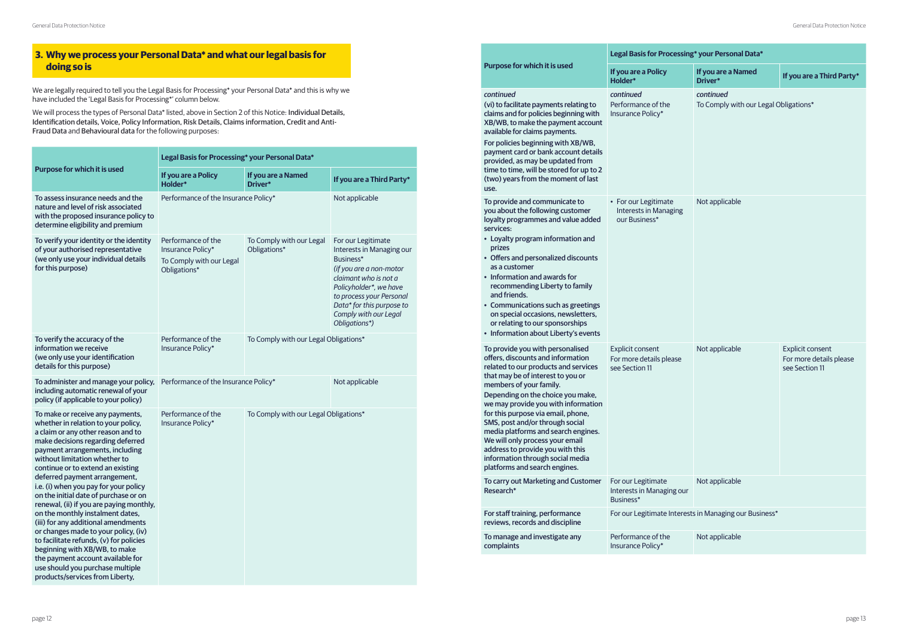## 3. Why we process your Personal Data* and what our legal basis for doing so is

We are legally required to tell you the Legal Basis for Processing* your Personal Data* and this is why we have included the 'Legal Basis for Processing*' column below.

We will process the types of Personal Data* listed, above in Section 2 of this Notice: Individual Details, Identification details, Voice, Policy Information, Risk Details, Claims information, Credit and Anti-Fraud Data and Behavioural data for the following purposes:

| Purpose for which it is used | Legal Basis for Processing* your Personal Data* | | |
|---|---|---|---|
| | If you are a Policy Holder* | If you are a Named Driver* | If you are a Third Party* |
| To assess insurance needs and the nature and level of risk associated with the proposed insurance policy to determine eligibility and premium | Performance of the Insurance Policy* | | Not applicable |
| To verify your identity or the identity of your authorised representative (we only use your individual details for this purpose) | Performance of the Insurance Policy*<br>To Comply with our Legal Obligations* | To Comply with our Legal Obligations* | For our Legitimate Interests in Managing our Business*<br>*(if you are a non-motor claimant who is not a Policyholder*, we have to process your Personal Data* for this purpose to Comply with our Legal Obligations*)* |
| To verify the accuracy of the information we receive (we only use your identification details for this purpose) | Performance of the Insurance Policy* | To Comply with our Legal Obligations* | |
| To administer and manage your policy, including automatic renewal of your policy (if applicable to your policy) | Performance of the Insurance Policy* | | Not applicable |
| To make or receive any payments, whether in relation to your policy, a claim or any other reason and to make decisions regarding deferred payment arrangements, including without limitation whether to continue or to extend an existing deferred payment arrangement, i.e. (i) when you pay for your policy on the initial date of purchase or on renewal, (ii) if you are paying monthly, on the monthly instalment dates, (iii) for any additional amendments or changes made to your policy, (iv) to facilitate refunds, (v) for policies beginning with XB/WB, to make the payment account available for use should you purchase multiple products/services from Liberty, | Performance of the Insurance Policy* | To Comply with our Legal Obligations* | |
| *continued*<br>(vi) to facilitate payments relating to claims and for policies beginning with XB/WB, to make the payment account available for claims payments.<br>For policies beginning with XB/WB, payment card or bank account details provided, as may be updated from time to time, will be stored for up to 2 (two) years from the moment of last use. | *continued*<br>Performance of the Insurance Policy* | *continued*<br>To Comply with our Legal Obligations* | |
| To provide and communicate to you about the following customer loyalty programmes and value added services:<br>• Loyalty program information and prizes<br>• Offers and personalized discounts as a customer<br>• Information and awards for recommending Liberty to family and friends.<br>• Communications such as greetings on special occasions, newsletters, or relating to our sponsorships<br>• Information about Liberty's events | • For our Legitimate Interests in Managing our Business* | Not applicable | |
| To provide you with personalised offers, discounts and information related to our products and services that may be of interest to you or members of your family.<br>Depending on the choice you make, we may provide you with information for this purpose via email, phone, SMS, post and/or through social media platforms and search engines. We will only process your email address to provide you with this information through social media platforms and search engines. | Explicit consent<br>For more details please see Section 11 | Not applicable | Explicit consent<br>For more details please see Section 11 |
| To carry out Marketing and Customer Research* | For our Legitimate Interests in Managing our Business* | Not applicable | |
| For staff training, performance reviews, records and discipline | For our Legitimate Interests in Managing our Business* | | |
| To manage and investigate any complaints | Performance of the Insurance Policy* | Not applicable | |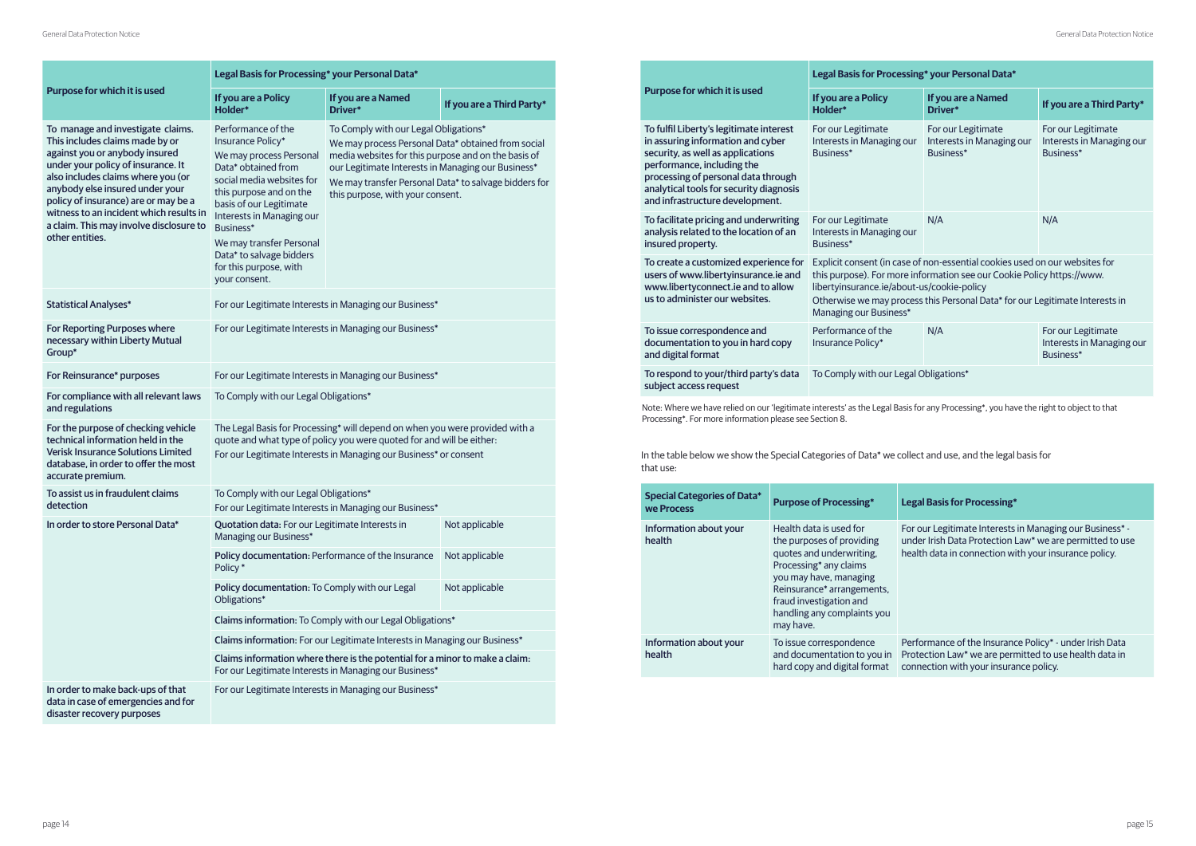| Purpose for which it is used | Legal Basis for Processing* your Personal Data* | | |
|---|---|---|---|
| | If you are a Policy Holder* | If you are a Named Driver* | If you are a Third Party* |
| To manage and investigate claims. This includes claims made by or against you or anybody insured under your policy of insurance. It also includes claims where you (or anybody else insured under your policy of insurance) are or may be a witness to an incident which results in a claim. This may involve disclosure to other entities. | Performance of the Insurance Policy* We may process Personal Data* obtained from social media websites for this purpose and on the basis of our Legitimate Interests in Managing our Business* We may transfer Personal Data* to salvage bidders for this purpose, with your consent. | To Comply with our Legal Obligations* We may process Personal Data* obtained from social media websites for this purpose and on the basis of our Legitimate Interests in Managing our Business* We may transfer Personal Data* to salvage bidders for this purpose, with your consent. | |
| Statistical Analyses* | For our Legitimate Interests in Managing our Business* | | |
| For Reporting Purposes where necessary within Liberty Mutual Group* | For our Legitimate Interests in Managing our Business* | | |
| For Reinsurance* purposes | For our Legitimate Interests in Managing our Business* | | |
| For compliance with all relevant laws and regulations | To Comply with our Legal Obligations* | | |
| For the purpose of checking vehicle technical information held in the Verisk Insurance Solutions Limited database, in order to offer the most accurate premium. | The Legal Basis for Processing* will depend on when you were provided with a quote and what type of policy you were quoted for and will be either: For our Legitimate Interests in Managing our Business* or consent | | |
| To assist us in fraudulent claims detection | To Comply with our Legal Obligations* For our Legitimate Interests in Managing our Business* | | |
| In order to store Personal Data* | **Quotation data:** For our Legitimate Interests in Managing our Business* | | Not applicable |
| | **Policy documentation:** Performance of the Insurance Policy * | | Not applicable |
| | **Policy documentation:** To Comply with our Legal Obligations* | | Not applicable |
| | **Claims information:** To Comply with our Legal Obligations* | | |
| | **Claims information:** For our Legitimate Interests in Managing our Business* | | |
| | **Claims information where there is the potential for a minor to make a claim:** For our Legitimate Interests in Managing our Business* | | |
| In order to make back-ups of that data in case of emergencies and for disaster recovery purposes | For our Legitimate Interests in Managing our Business* | | |

| Purpose for which it is used | Legal Basis for Processing* your Personal Data* | | |
|---|---|---|---|
| | If you are a Policy Holder* | If you are a Named Driver* | If you are a Third Party* |
| To fulfil Liberty's legitimate interest in assuring information and cyber security, as well as applications performance, including the processing of personal data through analytical tools for security diagnosis and infrastructure development. | For our Legitimate Interests in Managing our Business* | For our Legitimate Interests in Managing our Business* | For our Legitimate Interests in Managing our Business* |
| To facilitate pricing and underwriting analysis related to the location of an insured property. | For our Legitimate Interests in Managing our Business* | N/A | N/A |
| To create a customized experience for users of www.libertyinsurance.ie and www.libertyconnect.ie and to allow us to administer our websites. | Explicit consent (in case of non-essential cookies used on our websites for this purpose). For more information see our Cookie Policy https://www.libertyinsurance.ie/about-us/cookie-policy Otherwise we may process this Personal Data* for our Legitimate Interests in Managing our Business* | | |
| To issue correspondence and documentation to you in hard copy and digital format | Performance of the Insurance Policy* | N/A | For our Legitimate Interests in Managing our Business* |
| To respond to your/third party's data subject access request | To Comply with our Legal Obligations* | | |

Note: Where we have relied on our 'legitimate interests' as the Legal Basis for any Processing*, you have the right to object to that Processing*. For more information please see Section 8.

In the table below we show the Special Categories of Data* we collect and use, and the legal basis for that use:

| Special Categories of Data* we Process | Purpose of Processing* | Legal Basis for Processing* |
|---|---|---|
| Information about your health | Health data is used for the purposes of providing quotes and underwriting, Processing* any claims you may have, managing Reinsurance* arrangements, fraud investigation and handling any complaints you may have. | For our Legitimate Interests in Managing our Business* - under Irish Data Protection Law* we are permitted to use health data in connection with your insurance policy. |
| Information about your health | To issue correspondence and documentation to you in hard copy and digital format | Performance of the Insurance Policy* - under Irish Data Protection Law* we are permitted to use health data in connection with your insurance policy. |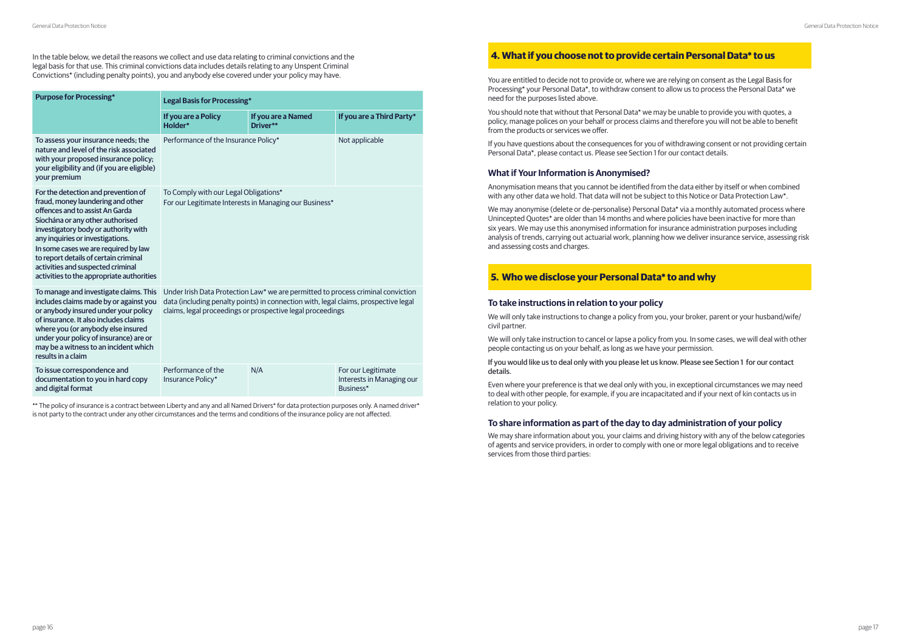In the table below, we detail the reasons we collect and use data relating to criminal convictions and the legal basis for that use. This criminal convictions data includes details relating to any Unspent Criminal Convictions* (including penalty points), you and anybody else covered under your policy may have.

| Purpose for Processing* | Legal Basis for Processing* | | |
|---|---|---|---|
| | If you are a Policy Holder* | If you are a Named Driver** | If you are a Third Party* |
| To assess your insurance needs; the nature and level of the risk associated with your proposed insurance policy; your eligibility and (if you are eligible) your premium | Performance of the Insurance Policy* | | Not applicable |
| For the detection and prevention of fraud, money laundering and other offences and to assist An Garda Síochána or any other authorised investigatory body or authority with any inquiries or investigations. In some cases we are required by law to report details of certain criminal activities and suspected criminal activities to the appropriate authorities | To Comply with our Legal Obligations*<br>For our Legitimate Interests in Managing our Business* | | |
| To manage and investigate claims. This includes claims made by or against you or anybody insured under your policy of insurance. It also includes claims where you (or anybody else insured under your policy of insurance) are or may be a witness to an incident which results in a claim | Under Irish Data Protection Law* we are permitted to process criminal conviction data (including penalty points) in connection with, legal claims, prospective legal claims, legal proceedings or prospective legal proceedings | | |
| To issue correspondence and documentation to you in hard copy and digital format | Performance of the Insurance Policy* | N/A | For our Legitimate Interests in Managing our Business* |

** The policy of insurance is a contract between Liberty and any and all Named Drivers* for data protection purposes only. A named driver* is not party to the contract under any other circumstances and the terms and conditions of the insurance policy are not affected.

## 4. What if you choose not to provide certain Personal Data* to us

You are entitled to decide not to provide or, where we are relying on consent as the Legal Basis for Processing* your Personal Data*, to withdraw consent to allow us to process the Personal Data* we need for the purposes listed above.

You should note that without that Personal Data* we may be unable to provide you with quotes, a policy, manage polices on your behalf or process claims and therefore you will not be able to benefit from the products or services we offer.

If you have questions about the consequences for you of withdrawing consent or not providing certain Personal Data*, please contact us. Please see Section 1 for our contact details.

### What if Your Information is Anonymised?

Anonymisation means that you cannot be identified from the data either by itself or when combined with any other data we hold. That data will not be subject to this Notice or Data Protection Law*.

We may anonymise (delete or de-personalise) Personal Data* via a monthly automated process where Unincepted Quotes* are older than 14 months and where policies have been inactive for more than six years. We may use this anonymised information for insurance administration purposes including analysis of trends, carrying out actuarial work, planning how we deliver insurance service, assessing risk and assessing costs and charges.

## 5. Who we disclose your Personal Data* to and why

### To take instructions in relation to your policy

We will only take instructions to change a policy from you, your broker, parent or your husband/wife/civil partner.

We will only take instruction to cancel or lapse a policy from you. In some cases, we will deal with other people contacting us on your behalf, as long as we have your permission.

If you would like us to deal only with you please let us know. Please see Section 1 for our contact details.

Even where your preference is that we deal only with you, in exceptional circumstances we may need to deal with other people, for example, if you are incapacitated and if your next of kin contacts us in relation to your policy.

### To share information as part of the day to day administration of your policy

We may share information about you, your claims and driving history with any of the below categories of agents and service providers, in order to comply with one or more legal obligations and to receive services from those third parties: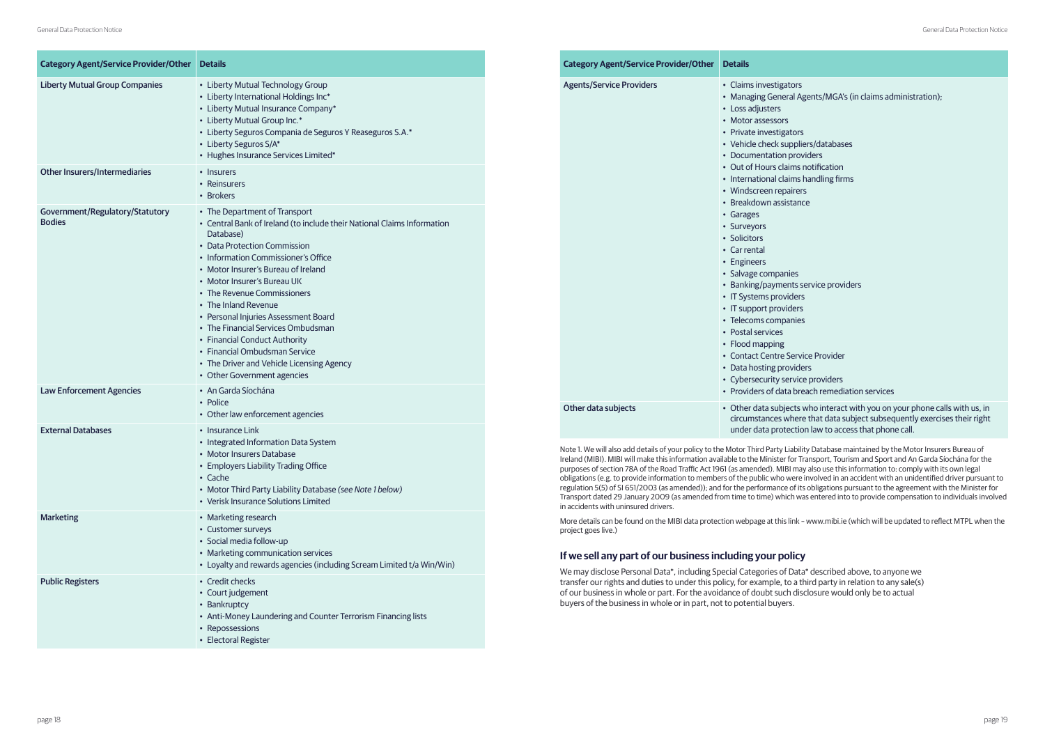| Category Agent/Service Provider/Other | Details |
|---|---|
| Liberty Mutual Group Companies | • Liberty Mutual Technology Group<br>• Liberty International Holdings Inc*<br>• Liberty Mutual Insurance Company*<br>• Liberty Mutual Group Inc.*<br>• Liberty Seguros Compania de Seguros Y Reaseguros S.A.*<br>• Liberty Seguros S/A*<br>• Hughes Insurance Services Limited* |
| Other Insurers/Intermediaries | • Insurers<br>• Reinsurers<br>• Brokers |
| Government/Regulatory/Statutory Bodies | • The Department of Transport<br>• Central Bank of Ireland (to include their National Claims Information Database)<br>• Data Protection Commission<br>• Information Commissioner's Office<br>• Motor Insurer's Bureau of Ireland<br>• Motor Insurer's Bureau UK<br>• The Revenue Commissioners<br>• The Inland Revenue<br>• Personal Injuries Assessment Board<br>• The Financial Services Ombudsman<br>• Financial Conduct Authority<br>• Financial Ombudsman Service<br>• The Driver and Vehicle Licensing Agency<br>• Other Government agencies |
| Law Enforcement Agencies | • An Garda Síochána<br>• Police<br>• Other law enforcement agencies |
| External Databases | • Insurance Link<br>• Integrated Information Data System<br>• Motor Insurers Database<br>• Employers Liability Trading Office<br>• Cache<br>• Motor Third Party Liability Database *(see Note 1 below)*<br>• Verisk Insurance Solutions Limited |
| Marketing | • Marketing research<br>• Customer surveys<br>• Social media follow-up<br>• Marketing communication services<br>• Loyalty and rewards agencies (including Scream Limited t/a Win/Win) |
| Public Registers | • Credit checks<br>• Court judgement<br>• Bankruptcy<br>• Anti-Money Laundering and Counter Terrorism Financing lists<br>• Repossessions<br>• Electoral Register |

| Category Agent/Service Provider/Other | Details |
|---|---|
| Agents/Service Providers | • Claims investigators<br>• Managing General Agents/MGA's (in claims administration);<br>• Loss adjusters<br>• Motor assessors<br>• Private investigators<br>• Vehicle check suppliers/databases<br>• Documentation providers<br>• Out of Hours claims notification<br>• International claims handling firms<br>• Windscreen repairers<br>• Breakdown assistance<br>• Garages<br>• Surveyors<br>• Solicitors<br>• Car rental<br>• Engineers<br>• Salvage companies<br>• Banking/payments service providers<br>• IT Systems providers<br>• IT support providers<br>• Telecoms companies<br>• Postal services<br>• Flood mapping<br>• Contact Centre Service Provider<br>• Data hosting providers<br>• Cybersecurity service providers<br>• Providers of data breach remediation services |
| Other data subjects | • Other data subjects who interact with you on your phone calls with us, in circumstances where that data subject subsequently exercises their right under data protection law to access that phone call. |

Note 1. We will also add details of your policy to the Motor Third Party Liability Database maintained by the Motor Insurers Bureau of Ireland (MIBI). MIBI will make this information available to the Minister for Transport, Tourism and Sport and An Garda Síochána for the purposes of section 78A of the Road Traffic Act 1961 (as amended). MIBI may also use this information to: comply with its own legal obligations (e.g. to provide information to members of the public who were involved in an accident with an unidentified driver pursuant to regulation 5(5) of SI 651/2003 (as amended)); and for the performance of its obligations pursuant to the agreement with the Minister for Transport dated 29 January 2009 (as amended from time to time) which was entered into to provide compensation to individuals involved in accidents with uninsured drivers.

More details can be found on the MIBI data protection webpage at this link – www.mibi.ie (which will be updated to reflect MTPL when the project goes live.)

## If we sell any part of our business including your policy

We may disclose Personal Data*, including Special Categories of Data* described above, to anyone we transfer our rights and duties to under this policy, for example, to a third party in relation to any sale(s) of our business in whole or part. For the avoidance of doubt such disclosure would only be to actual buyers of the business in whole or in part, not to potential buyers.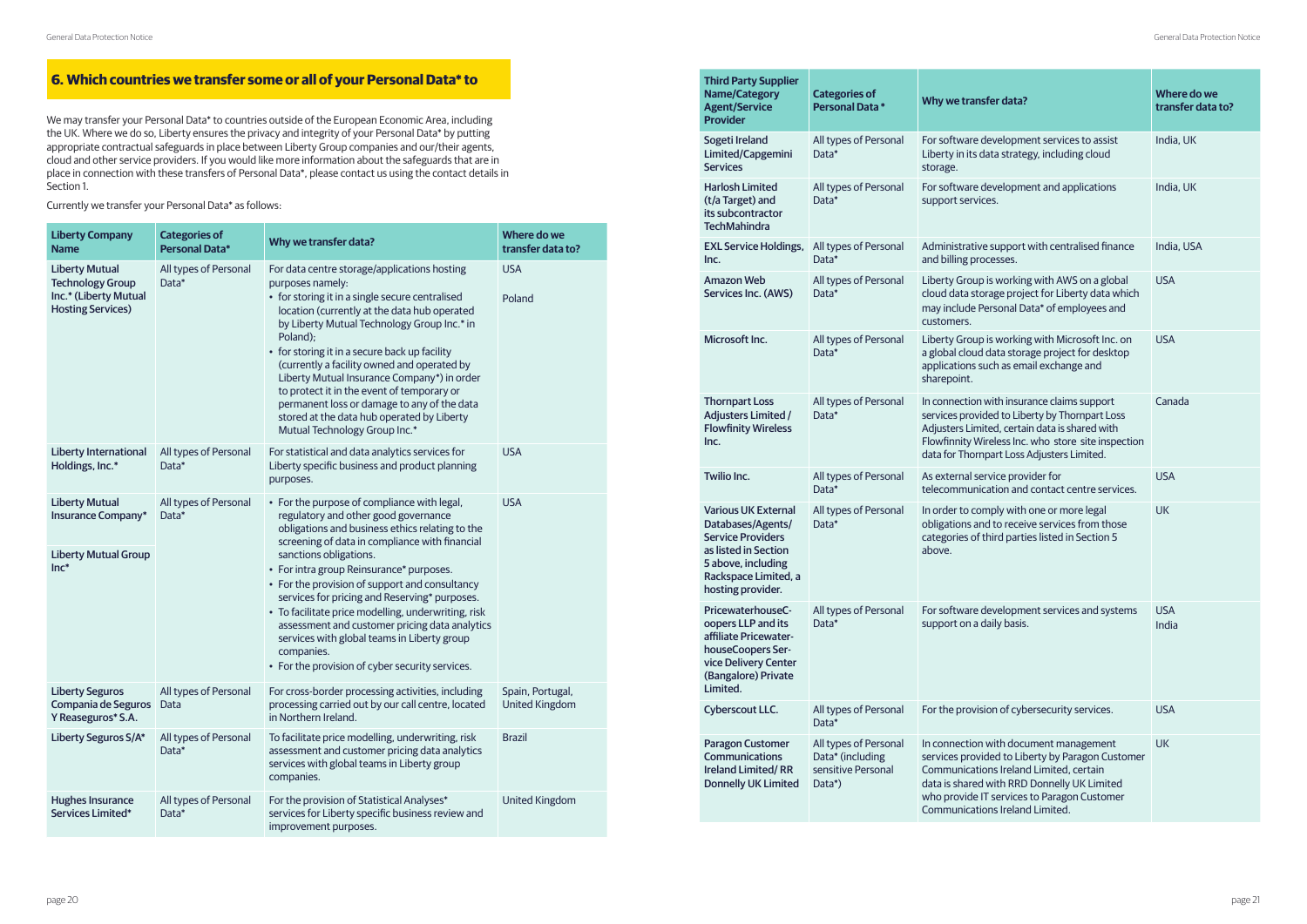## 6. Which countries we transfer some or all of your Personal Data* to

We may transfer your Personal Data* to countries outside of the European Economic Area, including the UK. Where we do so, Liberty ensures the privacy and integrity of your Personal Data* by putting appropriate contractual safeguards in place between Liberty Group companies and our/their agents, cloud and other service providers. If you would like more information about the safeguards that are in place in connection with these transfers of Personal Data*, please contact us using the contact details in Section 1.

Currently we transfer your Personal Data* as follows:

| Liberty Company Name | Categories of Personal Data* | Why we transfer data? | Where do we transfer data to? |
|---|---|---|---|
| Liberty Mutual Technology Group Inc.* (Liberty Mutual Hosting Services) | All types of Personal Data* | For data centre storage/applications hosting purposes namely:<br>• for storing it in a single secure centralised location (currently at the data hub operated by Liberty Mutual Technology Group Inc.* in Poland);<br>• for storing it in a secure back up facility (currently a facility owned and operated by Liberty Mutual Insurance Company*) in order to protect it in the event of temporary or permanent loss or damage to any of the data stored at the data hub operated by Liberty Mutual Technology Group Inc.* | USA<br><br>Poland |
| Liberty International Holdings, Inc.* | All types of Personal Data* | For statistical and data analytics services for Liberty specific business and product planning purposes. | USA |
| Liberty Mutual Insurance Company*<br><br>Liberty Mutual Group Inc* | All types of Personal Data* | • For the purpose of compliance with legal, regulatory and other good governance obligations and business ethics relating to the screening of data in compliance with financial sanctions obligations.<br>• For intra group Reinsurance* purposes.<br>• For the provision of support and consultancy services for pricing and Reserving* purposes.<br>• To facilitate price modelling, underwriting, risk assessment and customer pricing data analytics services with global teams in Liberty group companies.<br>• For the provision of cyber security services. | USA |
| Liberty Seguros Compania de Seguros Y Reaseguros* S.A. | All types of Personal Data | For cross-border processing activities, including processing carried out by our call centre, located in Northern Ireland. | Spain, Portugal, United Kingdom |
| Liberty Seguros S/A* | All types of Personal Data* | To facilitate price modelling, underwriting, risk assessment and customer pricing data analytics services with global teams in Liberty group companies. | Brazil |
| Hughes Insurance Services Limited* | All types of Personal Data* | For the provision of Statistical Analyses* services for Liberty specific business review and improvement purposes. | United Kingdom |

| Third Party Supplier Name/Category Agent/Service Provider | Categories of Personal Data* | Why we transfer data? | Where do we transfer data to? |
|---|---|---|---|
| Sogeti Ireland Limited/Capgemini Services | All types of Personal Data* | For software development services to assist Liberty in its data strategy, including cloud storage. | India, UK |
| Harlosh Limited (t/a Target) and its subcontractor TechMahindra | All types of Personal Data* | For software development and applications support services. | India, UK |
| EXL Service Holdings, Inc. | All types of Personal Data* | Administrative support with centralised finance and billing processes. | India, USA |
| Amazon Web Services Inc. (AWS) | All types of Personal Data* | Liberty Group is working with AWS on a global cloud data storage project for Liberty data which may include Personal Data* of employees and customers. | USA |
| Microsoft Inc. | All types of Personal Data* | Liberty Group is working with Microsoft Inc. on a global cloud data storage project for desktop applications such as email exchange and sharepoint. | USA |
| Thornpart Loss Adjusters Limited / Flowfinity Wireless Inc. | All types of Personal Data* | In connection with insurance claims support services provided to Liberty by Thornpart Loss Adjusters Limited, certain data is shared with Flowfinity Wireless Inc. who store site inspection data for Thornpart Loss Adjusters Limited. | Canada |
| Twilio Inc. | All types of Personal Data* | As external service provider for telecommunication and contact centre services. | USA |
| Various UK External Databases/Agents/ Service Providers as listed in Section 5 above, including Rackspace Limited, a hosting provider. | All types of Personal Data* | In order to comply with one or more legal obligations and to receive services from those categories of third parties listed in Section 5 above. | UK |
| PricewaterhouseCoopers LLP and its affiliate PricewaterhouseCoopers Service Delivery Center (Bangalore) Private Limited. | All types of Personal Data* | For software development services and systems support on a daily basis. | USA<br>India |
| Cyberscout LLC. | All types of Personal Data* | For the provision of cybersecurity services. | USA |
| Paragon Customer Communications Ireland Limited/ RR Donnelly UK Limited | All types of Personal Data* (including sensitive Personal Data*) | In connection with document management services provided to Liberty by Paragon Customer Communications Ireland Limited, certain data is shared with RRD Donnelly UK Limited who provide IT services to Paragon Customer Communications Ireland Limited. | UK |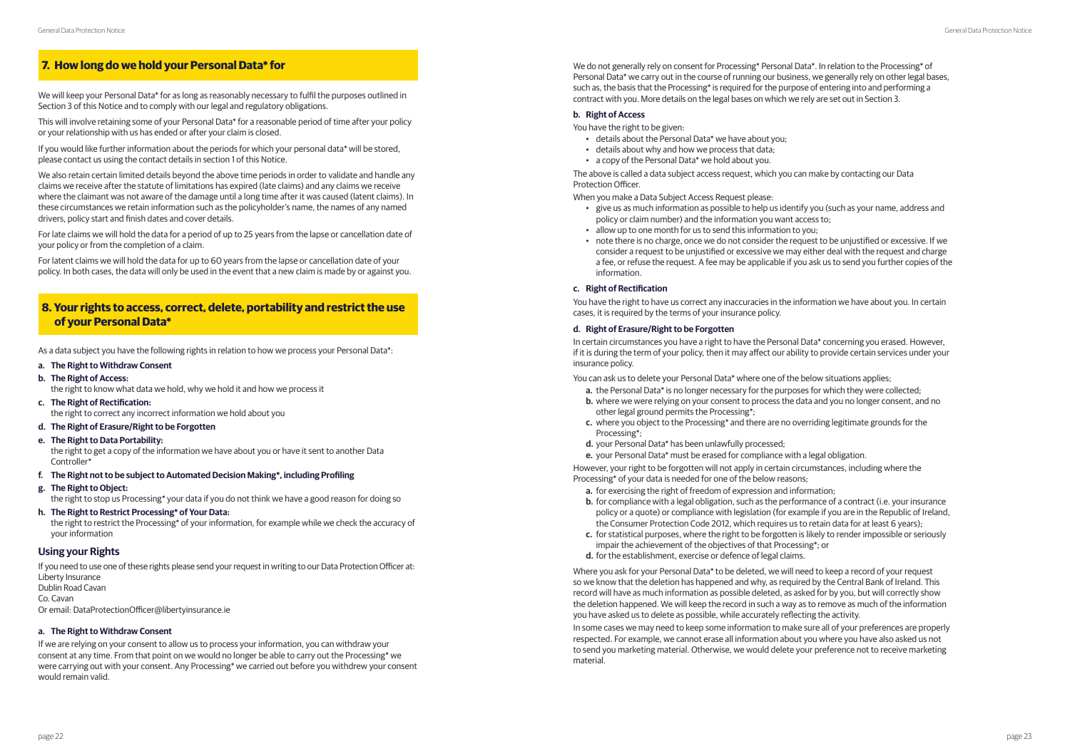## 7. How long do we hold your Personal Data* for

We will keep your Personal Data* for as long as reasonably necessary to fulfil the purposes outlined in Section 3 of this Notice and to comply with our legal and regulatory obligations.

This will involve retaining some of your Personal Data* for a reasonable period of time after your policy or your relationship with us has ended or after your claim is closed.

If you would like further information about the periods for which your personal data* will be stored, please contact us using the contact details in section 1 of this Notice.

We also retain certain limited details beyond the above time periods in order to validate and handle any claims we receive after the statute of limitations has expired (late claims) and any claims we receive where the claimant was not aware of the damage until a long time after it was caused (latent claims). In these circumstances we retain information such as the policyholder's name, the names of any named drivers, policy start and finish dates and cover details.

For late claims we will hold the data for a period of up to 25 years from the lapse or cancellation date of your policy or from the completion of a claim.

For latent claims we will hold the data for up to 60 years from the lapse or cancellation date of your policy. In both cases, the data will only be used in the event that a new claim is made by or against you.

## 8. Your rights to access, correct, delete, portability and restrict the use of your Personal Data*

As a data subject you have the following rights in relation to how we process your Personal Data*:

- **a. The Right to Withdraw Consent**
- **b. The Right of Access:**
  the right to know what data we hold, why we hold it and how we process it
- **c. The Right of Rectification:**
  the right to correct any incorrect information we hold about you
- **d. The Right of Erasure/Right to be Forgotten**
- **e. The Right to Data Portability:**
  the right to get a copy of the information we have about you or have it sent to another Data Controller*
- **f. The Right not to be subject to Automated Decision Making*, including Profiling**
- **g. The Right to Object:**
  the right to stop us Processing* your data if you do not think we have a good reason for doing so
- **h. The Right to Restrict Processing* of Your Data:**
  the right to restrict the Processing* of your information, for example while we check the accuracy of your information

### Using your Rights

If you need to use one of these rights please send your request in writing to our Data Protection Officer at:
Liberty Insurance
Dublin Road Cavan
Co. Cavan
Or email: DataProtectionOfficer@libertyinsurance.ie

#### a. The Right to Withdraw Consent

If we are relying on your consent to allow us to process your information, you can withdraw your consent at any time. From that point on we would no longer be able to carry out the Processing* we were carrying out with your consent. Any Processing* we carried out before you withdrew your consent would remain valid.

We do not generally rely on consent for Processing* Personal Data*. In relation to the Processing* of Personal Data* we carry out in the course of running our business, we generally rely on other legal bases, such as, the basis that the Processing* is required for the purpose of entering into and performing a contract with you. More details on the legal bases on which we rely are set out in Section 3.

#### b. Right of Access

You have the right to be given:

- details about the Personal Data* we have about you;
- details about why and how we process that data;
- a copy of the Personal Data* we hold about you.

The above is called a data subject access request, which you can make by contacting our Data Protection Officer.

When you make a Data Subject Access Request please:

- give us as much information as possible to help us identify you (such as your name, address and policy or claim number) and the information you want access to;
- allow up to one month for us to send this information to you;
- note there is no charge, once we do not consider the request to be unjustified or excessive. If we consider a request to be unjustified or excessive we may either deal with the request and charge a fee, or refuse the request. A fee may be applicable if you ask us to send you further copies of the information.

#### c. Right of Rectification

You have the right to have us correct any inaccuracies in the information we have about you. In certain cases, it is required by the terms of your insurance policy.

#### d. Right of Erasure/Right to be Forgotten

In certain circumstances you have a right to have the Personal Data* concerning you erased. However, if it is during the term of your policy, then it may affect our ability to provide certain services under your insurance policy.

You can ask us to delete your Personal Data* where one of the below situations applies;

- **a.** the Personal Data* is no longer necessary for the purposes for which they were collected;
- **b.** where we were relying on your consent to process the data and you no longer consent, and no other legal ground permits the Processing*;
- **c.** where you object to the Processing* and there are no overriding legitimate grounds for the Processing*;
- **d.** your Personal Data* has been unlawfully processed;
- **e.** your Personal Data* must be erased for compliance with a legal obligation.

However, your right to be forgotten will not apply in certain circumstances, including where the Processing* of your data is needed for one of the below reasons;

- **a.** for exercising the right of freedom of expression and information;
- **b.** for compliance with a legal obligation, such as the performance of a contract (i.e. your insurance policy or a quote) or compliance with legislation (for example if you are in the Republic of Ireland, the Consumer Protection Code 2012, which requires us to retain data for at least 6 years);
- **c.** for statistical purposes, where the right to be forgotten is likely to render impossible or seriously impair the achievement of the objectives of that Processing*; or
- **d.** for the establishment, exercise or defence of legal claims.

Where you ask for your Personal Data* to be deleted, we will need to keep a record of your request so we know that the deletion has happened and why, as required by the Central Bank of Ireland. This record will have as much information as possible deleted, as asked for by you, but will correctly show the deletion happened. We will keep the record in such a way as to remove as much of the information you have asked us to delete as possible, while accurately reflecting the activity.

In some cases we may need to keep some information to make sure all of your preferences are properly respected. For example, we cannot erase all information about you where you have also asked us not to send you marketing material. Otherwise, we would delete your preference not to receive marketing material.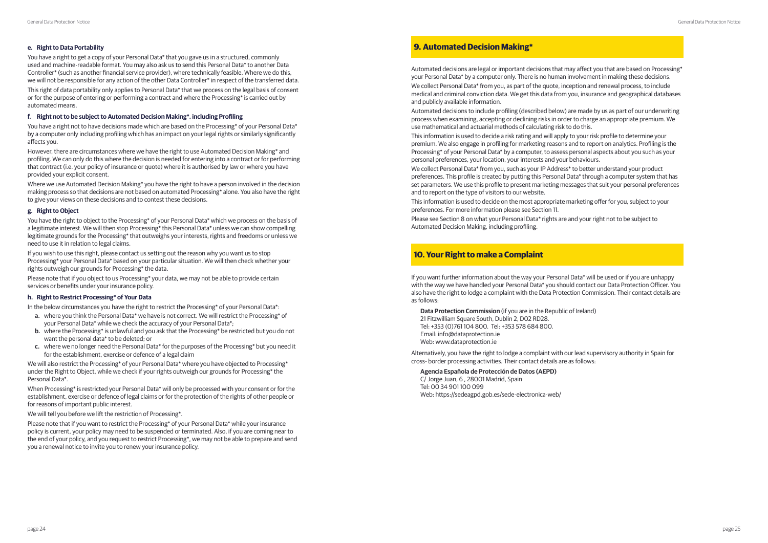#### e. Right to Data Portability

You have a right to get a copy of your Personal Data* that you gave us in a structured, commonly used and machine-readable format. You may also ask us to send this Personal Data* to another Data Controller* (such as another financial service provider), where technically feasible. Where we do this, we will not be responsible for any action of the other Data Controller* in respect of the transferred data.

This right of data portability only applies to Personal Data* that we process on the legal basis of consent or for the purpose of entering or performing a contract and where the Processing* is carried out by automated means.

#### f. Right not to be subject to Automated Decision Making*, including Profiling

You have a right not to have decisions made which are based on the Processing* of your Personal Data* by a computer only including profiling which has an impact on your legal rights or similarly significantly affects you.

However, there are circumstances where we have the right to use Automated Decision Making* and profiling. We can only do this where the decision is needed for entering into a contract or for performing that contract (i.e. your policy of insurance or quote) where it is authorised by law or where you have provided your explicit consent.

Where we use Automated Decision Making* you have the right to have a person involved in the decision making process so that decisions are not based on automated Processing* alone. You also have the right to give your views on these decisions and to contest these decisions.

#### g. Right to Object

You have the right to object to the Processing* of your Personal Data* which we process on the basis of a legitimate interest. We will then stop Processing* this Personal Data* unless we can show compelling legitimate grounds for the Processing* that outweighs your interests, rights and freedoms or unless we need to use it in relation to legal claims.

If you wish to use this right, please contact us setting out the reason why you want us to stop Processing* your Personal Data* based on your particular situation. We will then check whether your rights outweigh our grounds for Processing* the data.

Please note that if you object to us Processing* your data, we may not be able to provide certain services or benefits under your insurance policy.

#### h. Right to Restrict Processing* of Your Data

In the below circumstances you have the right to restrict the Processing* of your Personal Data*:

- **a.** where you think the Personal Data* we have is not correct. We will restrict the Processing* of your Personal Data* while we check the accuracy of your Personal Data*;
- **b.** where the Processing* is unlawful and you ask that the Processing* be restricted but you do not want the personal data* to be deleted; or
- **c.** where we no longer need the Personal Data* for the purposes of the Processing* but you need it for the establishment, exercise or defence of a legal claim

We will also restrict the Processing* of your Personal Data* where you have objected to Processing* under the Right to Object, while we check if your rights outweigh our grounds for Processing* the Personal Data*.

When Processing* is restricted your Personal Data* will only be processed with your consent or for the establishment, exercise or defence of legal claims or for the protection of the rights of other people or for reasons of important public interest.

We will tell you before we lift the restriction of Processing*.

Please note that if you want to restrict the Processing* of your Personal Data* while your insurance policy is current, your policy may need to be suspended or terminated. Also, if you are coming near to the end of your policy, and you request to restrict Processing*, we may not be able to prepare and send you a renewal notice to invite you to renew your insurance policy.

## 9. Automated Decision Making*

Automated decisions are legal or important decisions that may affect you that are based on Processing* your Personal Data* by a computer only. There is no human involvement in making these decisions.

We collect Personal Data* from you, as part of the quote, inception and renewal process, to include medical and criminal conviction data. We get this data from you, insurance and geographical databases and publicly available information.

Automated decisions to include profiling (described below) are made by us as part of our underwriting process when examining, accepting or declining risks in order to charge an appropriate premium. We use mathematical and actuarial methods of calculating risk to do this.

This information is used to decide a risk rating and will apply to your risk profile to determine your premium. We also engage in profiling for marketing reasons and to report on analytics. Profiling is the Processing* of your Personal Data* by a computer, to assess personal aspects about you such as your personal preferences, your location, your interests and your behaviours.

We collect Personal Data* from you, such as your IP Address* to better understand your product preferences. This profile is created by putting this Personal Data* through a computer system that has set parameters. We use this profile to present marketing messages that suit your personal preferences and to report on the type of visitors to our website.

This information is used to decide on the most appropriate marketing offer for you, subject to your preferences. For more information please see Section 11.

Please see Section 8 on what your Personal Data* rights are and your right not to be subject to Automated Decision Making, including profiling.

## 10. Your Right to make a Complaint

If you want further information about the way your Personal Data* will be used or if you are unhappy with the way we have handled your Personal Data* you should contact our Data Protection Officer. You also have the right to lodge a complaint with the Data Protection Commission. Their contact details are as follows:

**Data Protection Commission** (if you are in the Republic of Ireland)
21 Fitzwilliam Square South, Dublin 2, D02 RD28.
Tel: +353 (0)761 104 800. Tel: +353 578 684 800.
Email: info@dataprotection.ie
Web: www.dataprotection.ie

Alternatively, you have the right to lodge a complaint with our lead supervisory authority in Spain for cross- border processing activities. Their contact details are as follows:

**Agencia Española de Protección de Datos (AEPD)**
C/ Jorge Juan, 6 , 28001 Madrid, Spain
Tel: 00 34 901 100 099
Web: https://sedeagpd.gob.es/sede-electronica-web/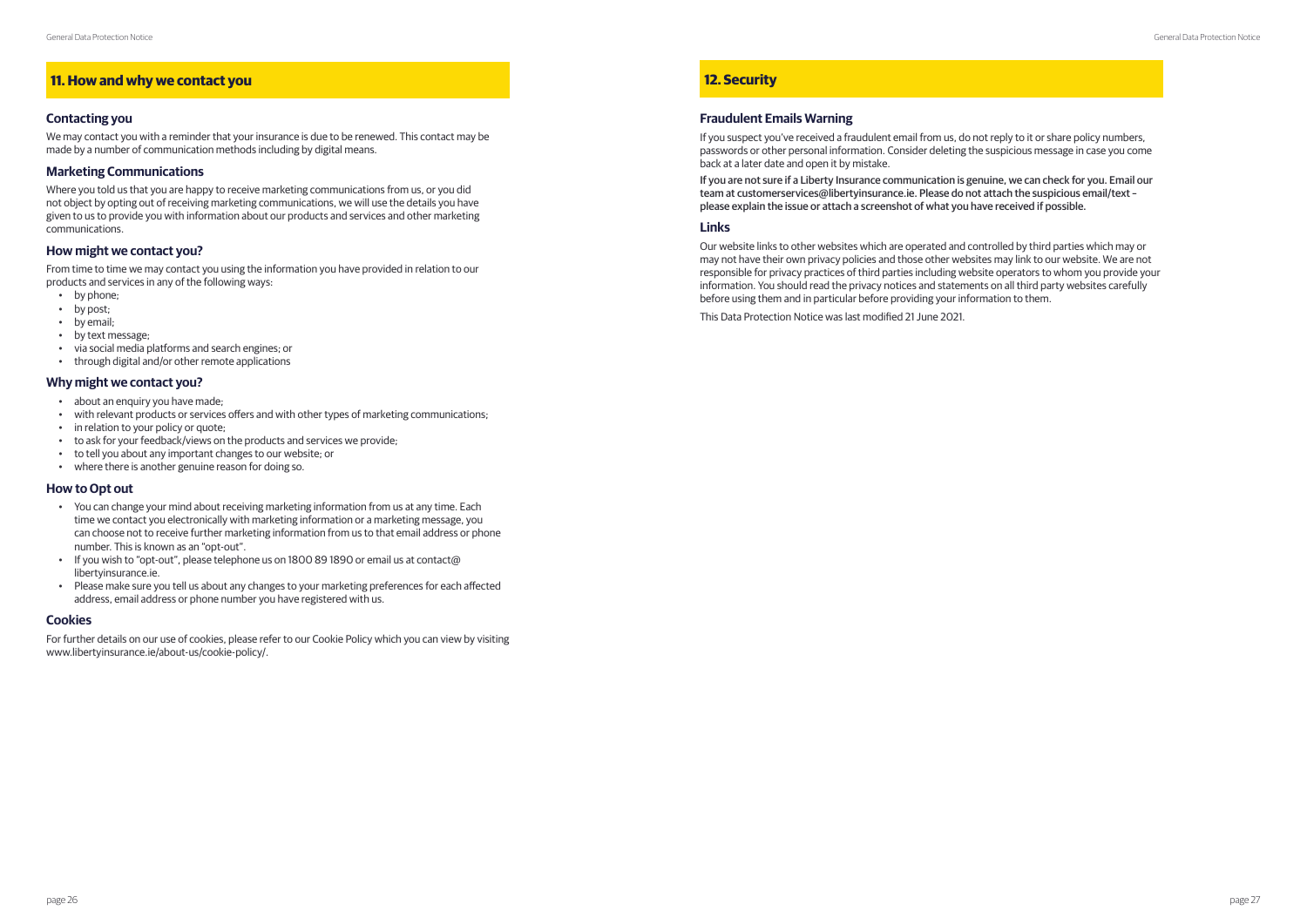## 11. How and why we contact you

### Contacting you

We may contact you with a reminder that your insurance is due to be renewed. This contact may be made by a number of communication methods including by digital means.

### Marketing Communications

Where you told us that you are happy to receive marketing communications from us, or you did not object by opting out of receiving marketing communications, we will use the details you have given to us to provide you with information about our products and services and other marketing communications.

### How might we contact you?

From time to time we may contact you using the information you have provided in relation to our products and services in any of the following ways:

- by phone;
- by post;
- by email;
- by text message;
- via social media platforms and search engines; or
- through digital and/or other remote applications

### Why might we contact you?

- about an enquiry you have made;
- with relevant products or services offers and with other types of marketing communications;
- in relation to your policy or quote;
- to ask for your feedback/views on the products and services we provide;
- to tell you about any important changes to our website; or
- where there is another genuine reason for doing so.

### How to Opt out

- You can change your mind about receiving marketing information from us at any time. Each time we contact you electronically with marketing information or a marketing message, you can choose not to receive further marketing information from us to that email address or phone number. This is known as an "opt-out".
- If you wish to "opt-out", please telephone us on 1800 89 1890 or email us at contact@libertyinsurance.ie.
- Please make sure you tell us about any changes to your marketing preferences for each affected address, email address or phone number you have registered with us.

### Cookies

For further details on our use of cookies, please refer to our Cookie Policy which you can view by visiting www.libertyinsurance.ie/about-us/cookie-policy/.

## 12. Security

### Fraudulent Emails Warning

If you suspect you've received a fraudulent email from us, do not reply to it or share policy numbers, passwords or other personal information. Consider deleting the suspicious message in case you come back at a later date and open it by mistake.

**If you are not sure if a Liberty Insurance communication is genuine, we can check for you. Email our team at customerservices@libertyinsurance.ie. Please do not attach the suspicious email/text – please explain the issue or attach a screenshot of what you have received if possible.**

### Links

Our website links to other websites which are operated and controlled by third parties which may or may not have their own privacy policies and those other websites may link to our website. We are not responsible for privacy practices of third parties including website operators to whom you provide your information. You should read the privacy notices and statements on all third party websites carefully before using them and in particular before providing your information to them.

This Data Protection Notice was last modified 21 June 2021.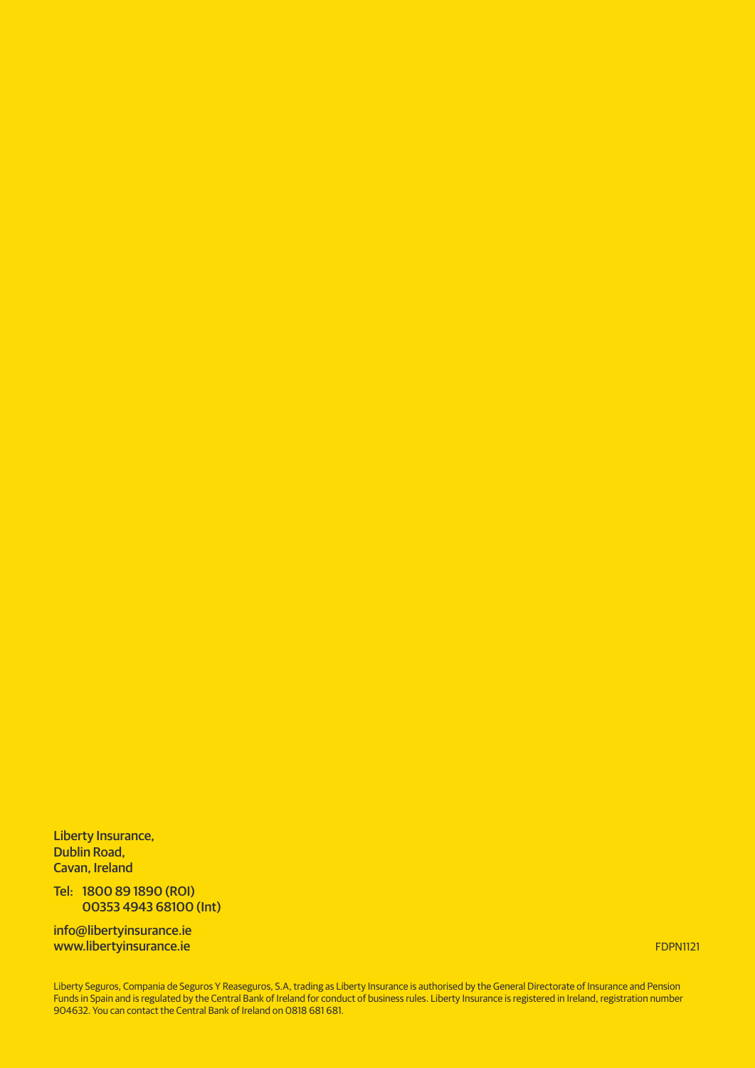Liberty Insurance,
Dublin Road,
Cavan, Ireland

Tel: 1800 89 1890 (ROI)
00353 4943 68100 (Int)

info@libertyinsurance.ie
www.libertyinsurance.ie

FDPN1121

Liberty Seguros, Compania de Seguros Y Reaseguros, S.A, trading as Liberty Insurance is authorised by the General Directorate of Insurance and Pension Funds in Spain and is regulated by the Central Bank of Ireland for conduct of business rules. Liberty Insurance is registered in Ireland, registration number 904632. You can contact the Central Bank of Ireland on 0818 681 681.